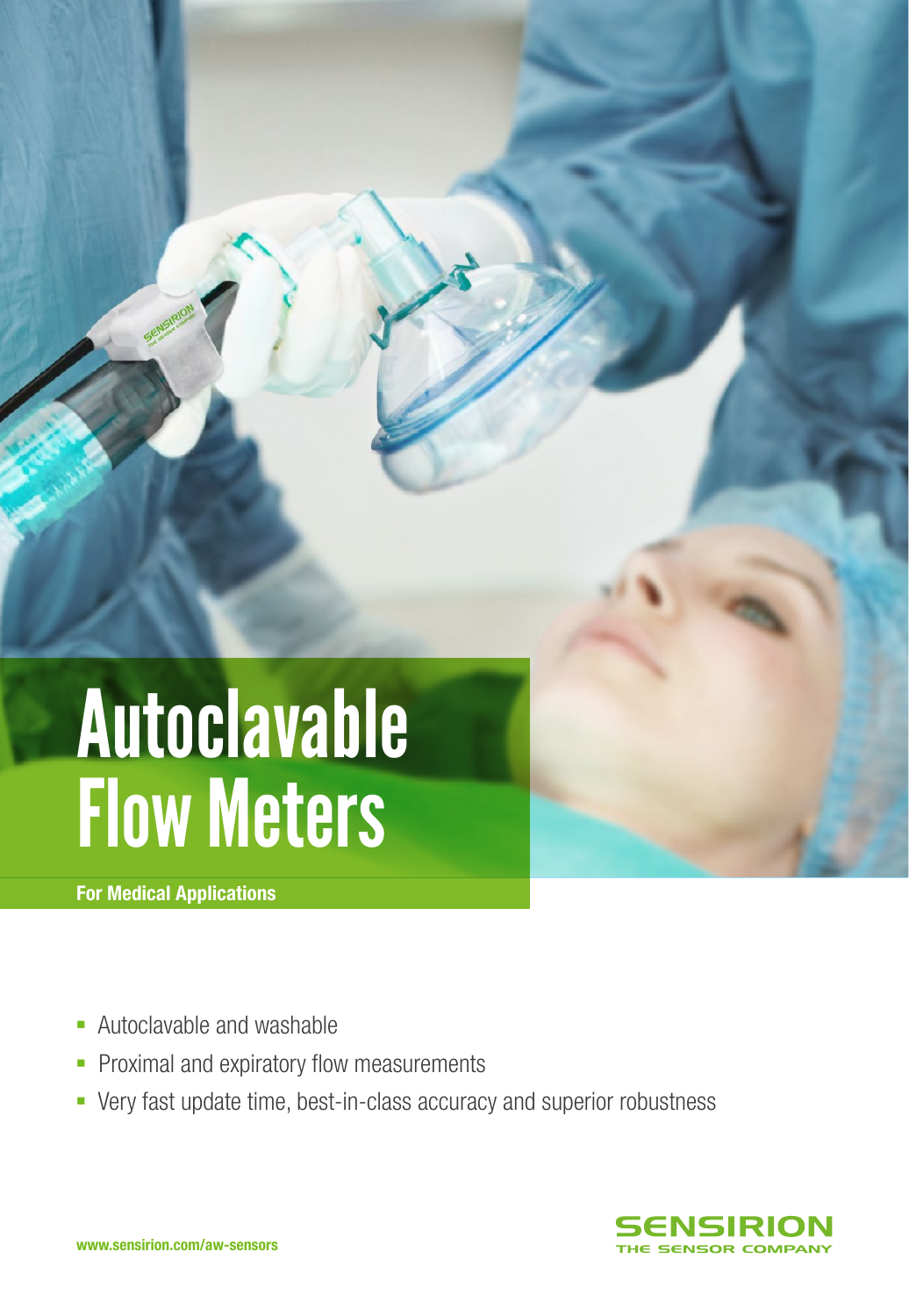# Autoclavable Flow Meters

**For Medical Applications**

- Autoclavable and washable
- Proximal and expiratory flow measurements
- Very fast update time, best-in-class accuracy and superior robustness

**www.sensirion.com/aw-sensors**

SENSIRION
THE SENSOR COMPANY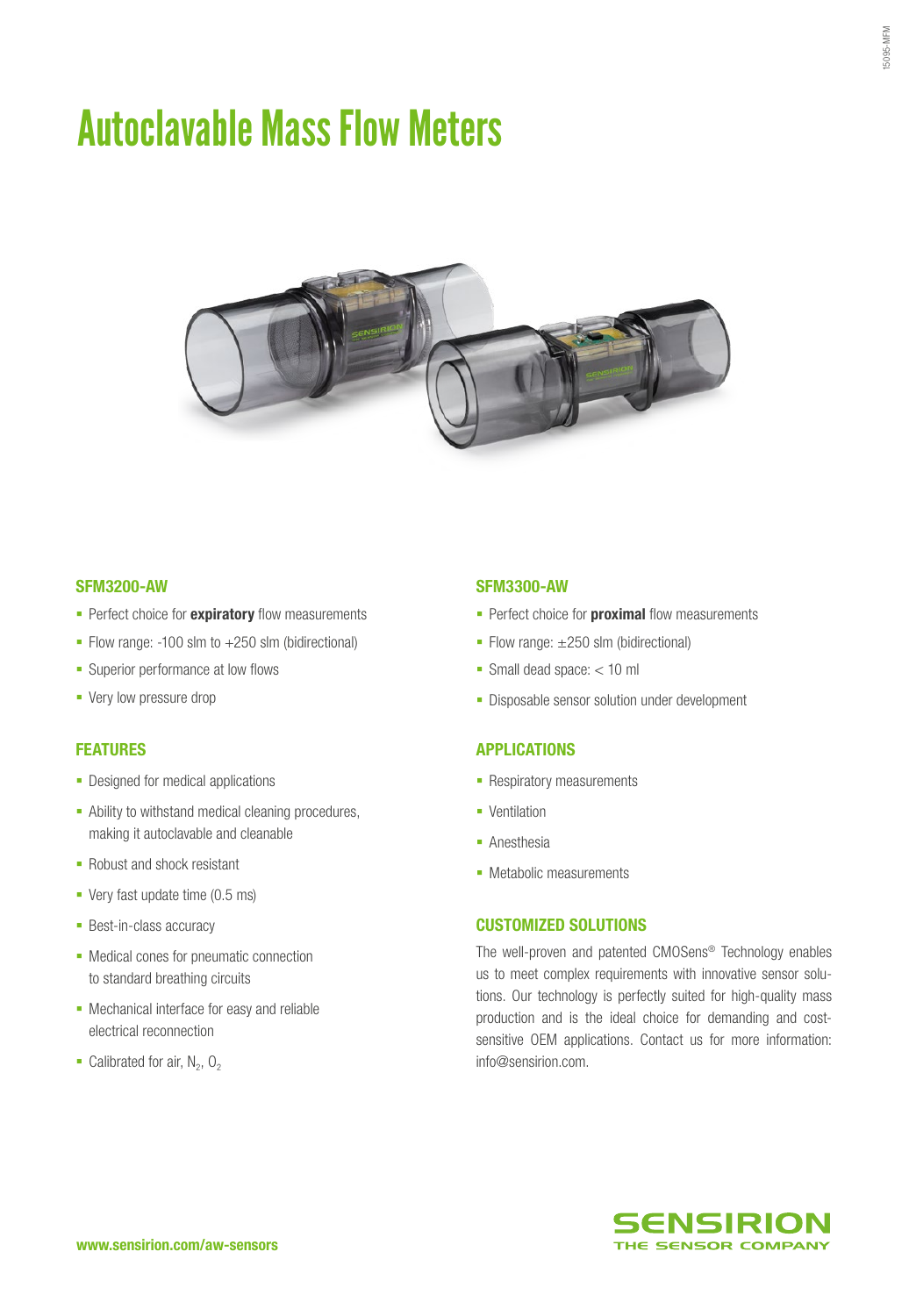# Autoclavable Mass Flow Meters

## SFM3200-AW

- Perfect choice for **expiratory** flow measurements
- Flow range: -100 slm to +250 slm (bidirectional)
- Superior performance at low flows
- Very low pressure drop

## FEATURES

- Designed for medical applications
- Ability to withstand medical cleaning procedures, making it autoclavable and cleanable
- Robust and shock resistant
- Very fast update time (0.5 ms)
- Best-in-class accuracy
- Medical cones for pneumatic connection to standard breathing circuits
- Mechanical interface for easy and reliable electrical reconnection
- Calibrated for air, $N_2$, $O_2$

## SFM3300-AW

- Perfect choice for **proximal** flow measurements
- Flow range: ±250 slm (bidirectional)
- Small dead space: < 10 ml
- Disposable sensor solution under development

## APPLICATIONS

- Respiratory measurements
- Ventilation
- Anesthesia
- Metabolic measurements

## CUSTOMIZED SOLUTIONS

The well-proven and patented CMOSens® Technology enables us to meet complex requirements with innovative sensor solutions. Our technology is perfectly suited for high-quality mass production and is the ideal choice for demanding and cost-sensitive OEM applications. Contact us for more information: info@sensirion.com.

www.sensirion.com/aw-sensors

SENSIRION
THE SENSOR COMPANY